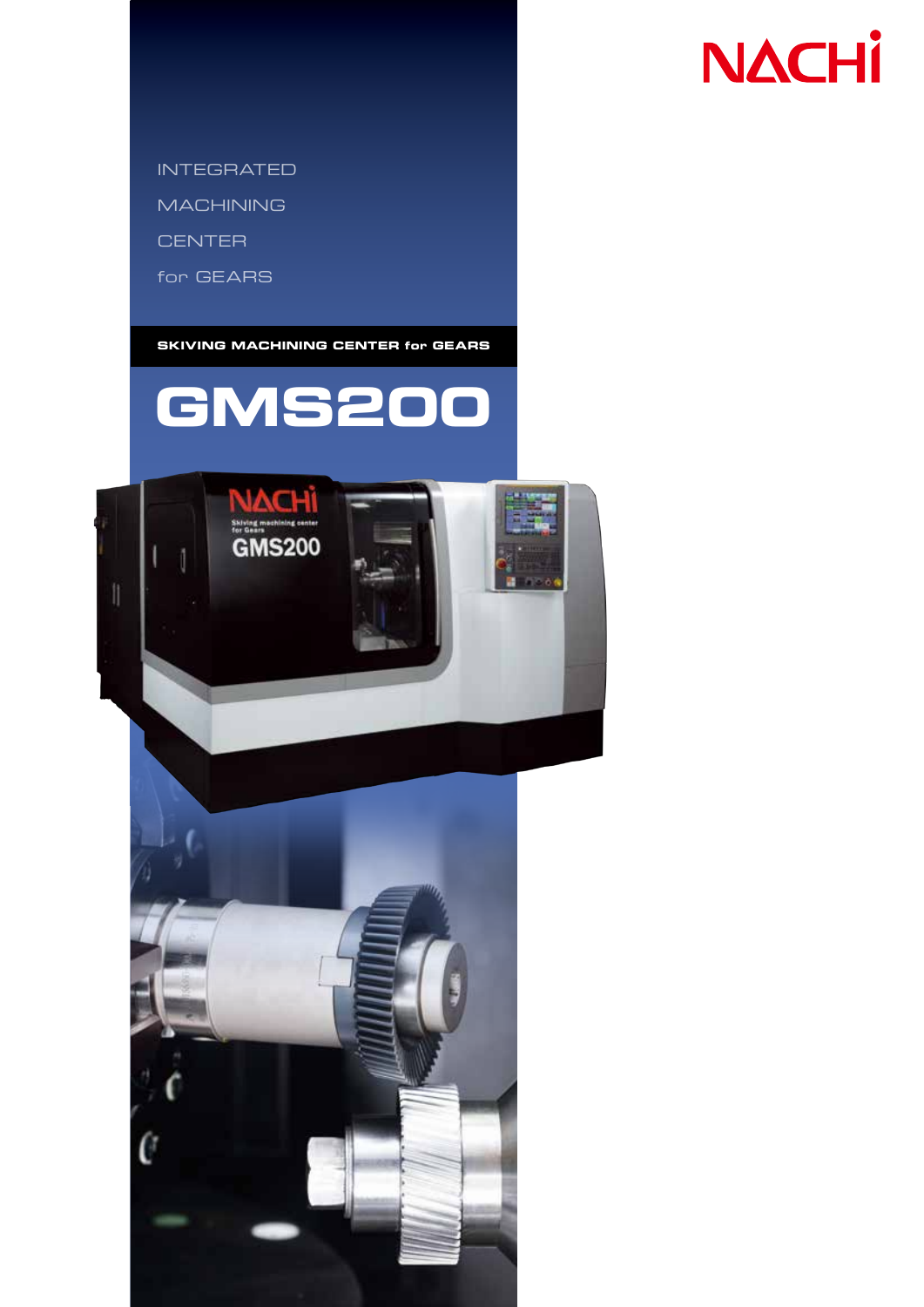NACHi

INTEGRATED
MACHINING
CENTER
for GEARS

**SKIVING MACHINING CENTER for GEARS**

# GMS200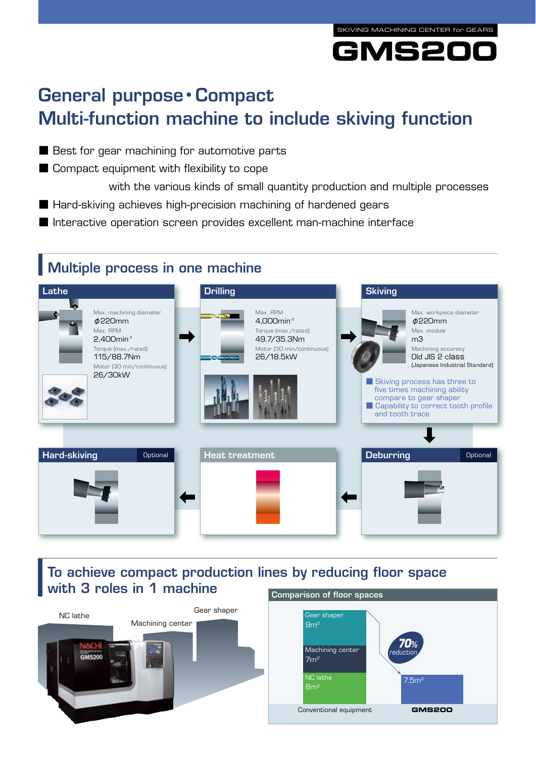SKIVING MACHINING CENTER for GEARS

# GMS200

## General purpose・Compact
## Multi-function machine to include skiving function

- Best for gear machining for automotive parts
- Compact equipment with flexibility to cope with the various kinds of small quantity production and multiple processes
- Hard-skiving achieves high-precision machining of hardened gears
- Interactive operation screen provides excellent man-machine interface

## Multiple process in one machine

### Lathe

Max. machining diameter
ϕ220mm
Max. RPM
2,400min$^{-1}$
Torque (max./rated)
115/88.7Nm
Motor (30 min/continuous)
26/30kW

### Drilling

Max. RPM
4,000min$^{-1}$
Torque (max./rated)
49.7/35.3Nm
Motor (30 min/continuous)
26/18.5kW

### Skiving

Max. workpiece diameter
ϕ220mm
Max. module
m3
Machining accuracy
Old JIS 2 class
(Japanese Industrial Standard)

- Skiving process has three to five times machining ability compare to gear shaper
- Capability to correct tooth profile and tooth trace

### Deburring (Optional)

### Heat treatment

### Hard-skiving (Optional)

## To achieve compact production lines by reducing floor space with 3 roles in 1 machine

NC lathe
Machining center
Gear shaper

**Comparison of floor spaces**

| | Conventional equipment | GMS200 |
|---|---|---|
| Gear shaper | 9m$^2$ | |
| Machining center | 7m$^2$ | |
| NC lathe | 8m$^2$ | |
| Total | | 7.5m$^2$ |

70% reduction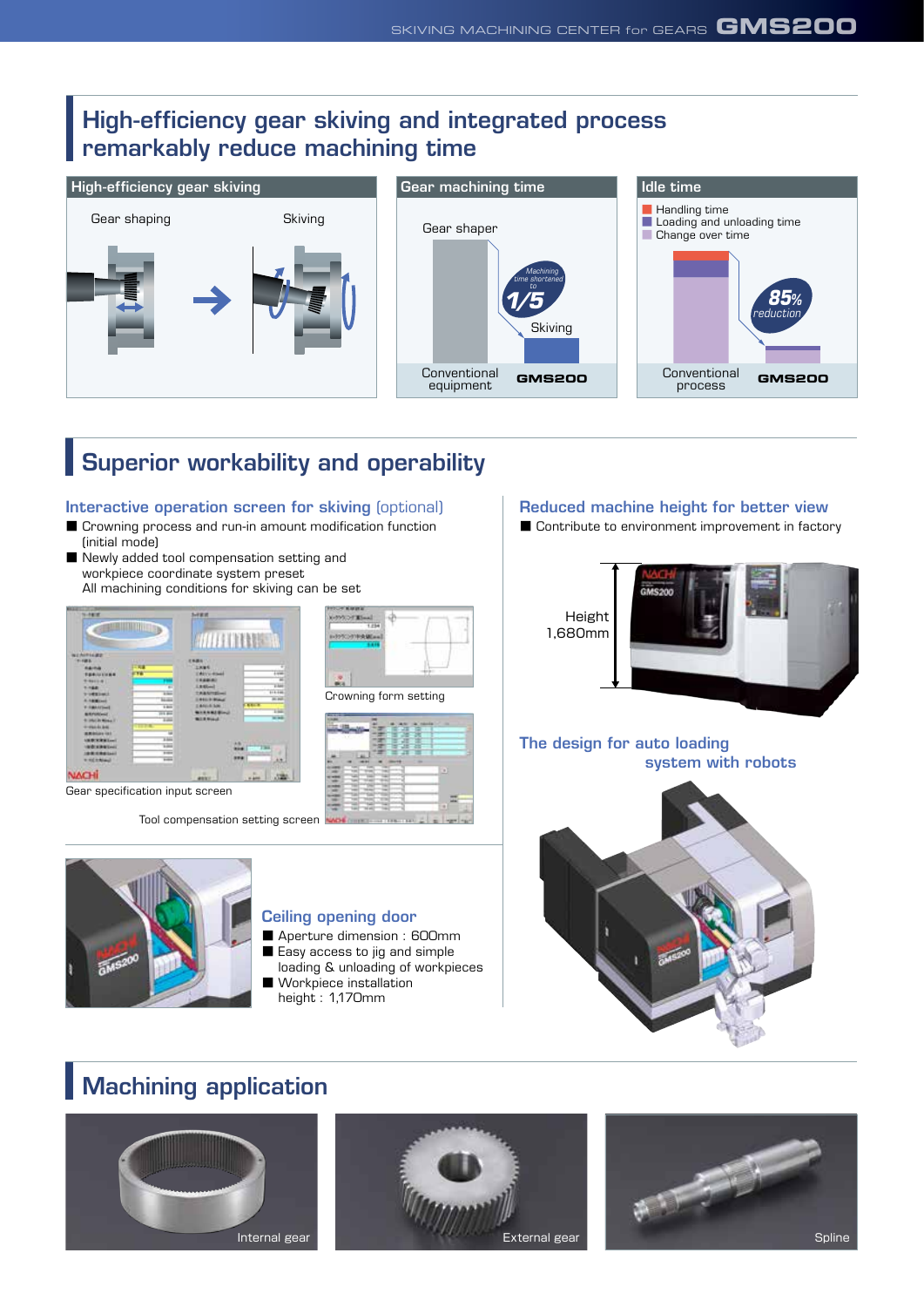## High-efficiency gear skiving and integrated process remarkably reduce machining time

### High-efficiency gear skiving

Gear shaping → Skiving

### Gear machining time

Gear shaper

Machining time shortened to 1/5

Skiving

Conventional equipment | GMS200

### Idle time

- Handling time
- Loading and unloading time
- Change over time

85% reduction

Conventional process | GMS200

## Superior workability and operability

### Interactive operation screen for skiving (optional)

- Crowning process and run-in amount modification function (initial mode)
- Newly added tool compensation setting and workpiece coordinate system preset
  All machining conditions for skiving can be set

Gear specification input screen

Crowning form setting

Tool compensation setting screen

### Ceiling opening door

- Aperture dimension : 600mm
- Easy access to jig and simple loading & unloading of workpieces
- Workpiece installation height : 1,170mm

### Reduced machine height for better view

- Contribute to environment improvement in factory

Height 1,680mm

### The design for auto loading system with robots

## Machining application

Internal gear

External gear

Spline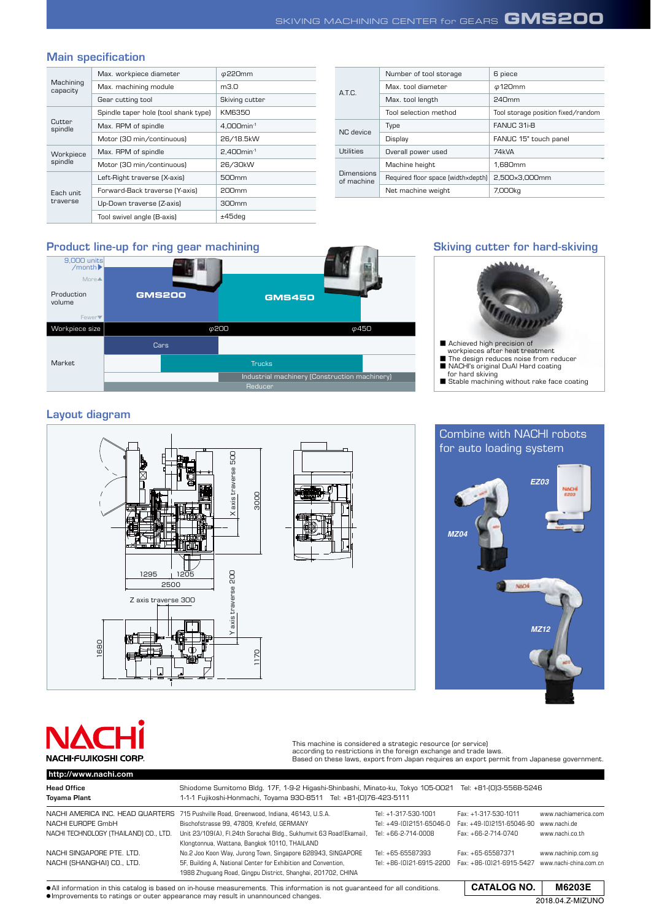# SKIVING MACHINING CENTER for GEARS GMS200

## Main specification

| | | |
|---|---|---|
| Machining capacity | Max. workpiece diameter | φ220mm |
| | Max. machining module | m3.0 |
| | Gear cutting tool | Skiving cutter |
| Cutter spindle | Spindle taper hole (tool shank type) | KM6350 |
| | Max. RPM of spindle | 4,000min⁻¹ |
| | Motor (30 min/continuous) | 26/18.5kW |
| Workpiece spindle | Max. RPM of spindle | 2,400min⁻¹ |
| | Motor (30 min/continuous) | 26/30kW |
| Each unit traverse | Left-Right traverse (X-axis) | 500mm |
| | Forward-Back traverse (Y-axis) | 200mm |
| | Up-Down traverse (Z-axis) | 300mm |
| | Tool swivel angle (B-axis) | ±45deg |

| | | |
|---|---|---|
| A.T.C. | Number of tool storage | 6 piece |
| | Max. tool diameter | φ120mm |
| | Max. tool length | 240mm |
| | Tool selection method | Tool storage position fixed/random |
| NC device | Type | FANUC 31i-B |
| | Display | FANUC 15" touch panel |
| Utilities | Overall power used | 74kVA |
| Dimensions of machine | Machine height | 1,680mm |
| | Required floor space (width×depth) | 2,500×3,000mm |
| | Net machine weight | 7,000kg |

## Product line-up for ring gear machining

9,000 units/month
More
Production volume
Fewer
GMS200
GMS450
Workpiece size
φ200
φ450
Market
Cars
Trucks
Industrial machinery (Construction machinery)
Reducer

## Skiving cutter for hard-skiving

- Achieved high precision of workpieces after heat treatment
- The design reduces noise from reducer
- NACHI's original DuAl Hard coating for hard skiving
- Stable machining without rake face coating

## Layout diagram

X axis traverse 500
3000
1295
1205
2500
Z axis traverse 300
Y axis traverse 200
1680
1170

## Combine with NACHI robots for auto loading system

EZ03
MZ04
MZ12

NACHI
NACHI-FUJIKOSHI CORP.

This machine is considered a strategic resource (or service) according to restrictions in the foreign exchange and trade laws.
Based on these laws, export from Japan requires an export permit from Japanese government.

**http://www.nachi.com**

| | | | | |
|---|---|---|---|---|
| **Head Office** | Shiodome Sumitomo Bldg. 17F, 1-9-2 Higashi-Shinbashi, Minato-ku, Tokyo 105-0021 Tel: +81-(0)3-5568-5246 | | | |
| **Toyama Plant** | 1-1-1 Fujikoshi-Honmachi, Toyama 930-8511 Tel: +81-(0)76-423-5111 | | | |
| NACHI AMERICA INC. HEAD QUARTERS | 715 Pushville Road, Greenwood, Indiana, 46143, U.S.A. | Tel: +1-317-530-1001 | Fax: +1-317-530-1011 | www.nachiamerica.com |
| NACHI EUROPE GmbH | Bischofstrasse 99, 47809, Krefeld, GERMANY | Tel: +49-(0)2151-65046-0 | Fax: +49-(0)2151-65046-90 | www.nachi.de |
| NACHI TECHNOLOGY (THAILAND) CO., LTD. | Unit 23/109(A), Fl.24th Sorachai Bldg., Sukhumvit 63 Road(Ekamai), Klongtonnua, Wattana, Bangkok 10110, THAILAND | Tel: +66-2-714-0008 | Fax: +66-2-714-0740 | www.nachi.co.th |
| NACHI SINGAPORE PTE. LTD. | No.2 Joo Koon Way, Jurong Town, Singapore 628943, SINGAPORE | Tel: +65-65587393 | Fax: +65-65587371 | www.nachinip.com.sg |
| NACHI (SHANGHAI) CO., LTD. | 5F, Building A, National Center for Exhibition and Convention, 1988 Zhuguang Road, Qingpu District, Shanghai, 201702, CHINA | Tel: +86-(0)21-6915-2200 | Fax: +86-(0)21-6915-5427 | www.nachi-china.com.cn |

- All information in this catalog is based on in-house measurements. This information is not guaranteed for all conditions.
- Improvements to ratings or outer appearance may result in unannounced changes.

CATALOG NO. M6203E
2018.04.Z-MIZUNO